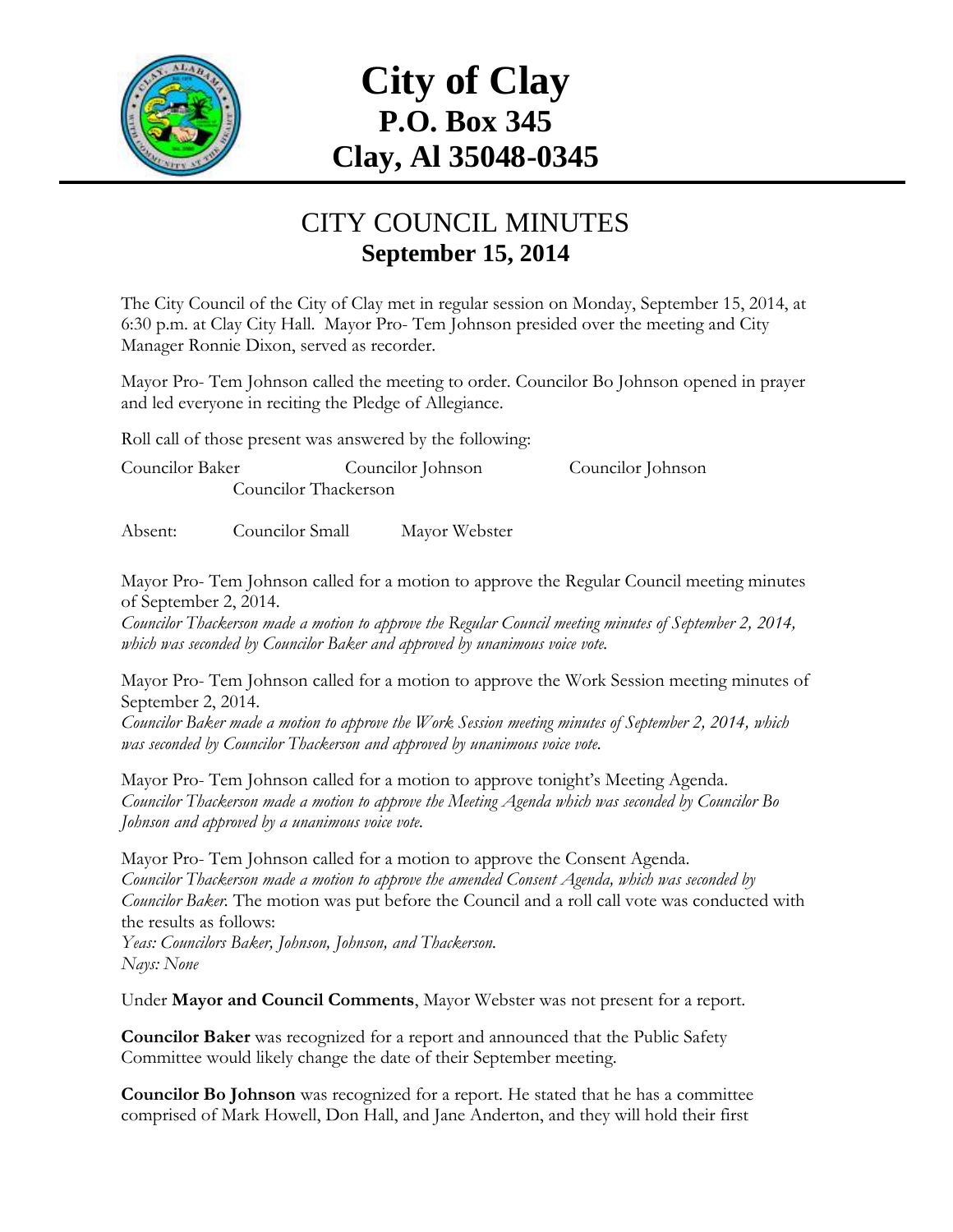# City of Clay
## P.O. Box 345
## Clay, Al 35048-0345

## CITY COUNCIL MINUTES
### September 15, 2014

The City Council of the City of Clay met in regular session on Monday, September 15, 2014, at 6:30 p.m. at Clay City Hall. Mayor Pro- Tem Johnson presided over the meeting and City Manager Ronnie Dixon, served as recorder.

Mayor Pro- Tem Johnson called the meeting to order. Councilor Bo Johnson opened in prayer and led everyone in reciting the Pledge of Allegiance.

Roll call of those present was answered by the following:

Councilor Baker  Councilor Johnson  Councilor Johnson
Councilor Thackerson

Absent: Councilor Small  Mayor Webster

Mayor Pro- Tem Johnson called for a motion to approve the Regular Council meeting minutes of September 2, 2014.
*Councilor Thackerson made a motion to approve the Regular Council meeting minutes of September 2, 2014, which was seconded by Councilor Baker and approved by unanimous voice vote.*

Mayor Pro- Tem Johnson called for a motion to approve the Work Session meeting minutes of September 2, 2014.
*Councilor Baker made a motion to approve the Work Session meeting minutes of September 2, 2014, which was seconded by Councilor Thackerson and approved by unanimous voice vote.*

Mayor Pro- Tem Johnson called for a motion to approve tonight's Meeting Agenda.
*Councilor Thackerson made a motion to approve the Meeting Agenda which was seconded by Councilor Bo Johnson and approved by a unanimous voice vote.*

Mayor Pro- Tem Johnson called for a motion to approve the Consent Agenda.
*Councilor Thackerson made a motion to approve the amended Consent Agenda, which was seconded by Councilor Baker.* The motion was put before the Council and a roll call vote was conducted with the results as follows:
*Yeas: Councilors Baker, Johnson, Johnson, and Thackerson.*
*Nays: None*

Under **Mayor and Council Comments**, Mayor Webster was not present for a report.

**Councilor Baker** was recognized for a report and announced that the Public Safety Committee would likely change the date of their September meeting.

**Councilor Bo Johnson** was recognized for a report. He stated that he has a committee comprised of Mark Howell, Don Hall, and Jane Anderton, and they will hold their first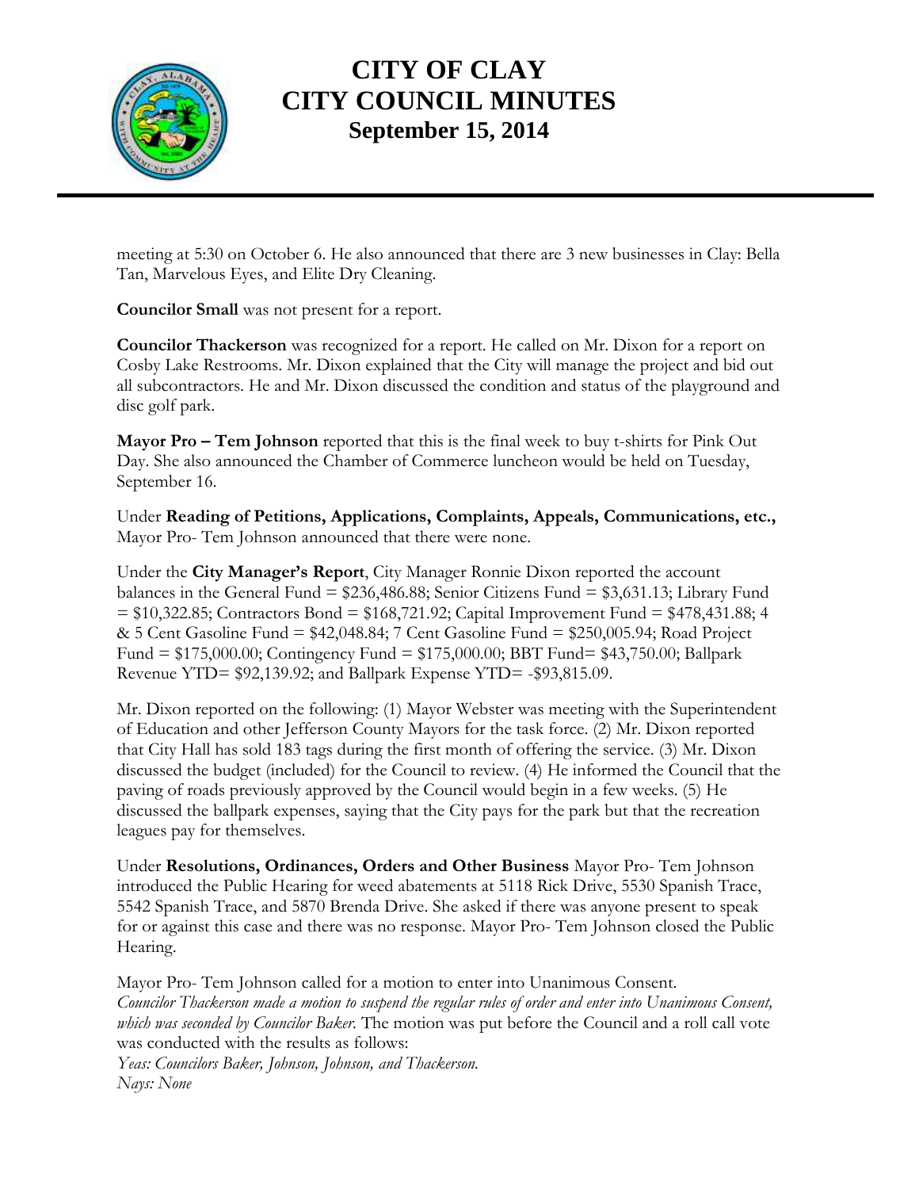meeting at 5:30 on October 6. He also announced that there are 3 new businesses in Clay: Bella Tan, Marvelous Eyes, and Elite Dry Cleaning.

**Councilor Small** was not present for a report.

**Councilor Thackerson** was recognized for a report. He called on Mr. Dixon for a report on Cosby Lake Restrooms. Mr. Dixon explained that the City will manage the project and bid out all subcontractors. He and Mr. Dixon discussed the condition and status of the playground and disc golf park.

**Mayor Pro – Tem Johnson** reported that this is the final week to buy t-shirts for Pink Out Day. She also announced the Chamber of Commerce luncheon would be held on Tuesday, September 16.

Under **Reading of Petitions, Applications, Complaints, Appeals, Communications, etc.,** Mayor Pro- Tem Johnson announced that there were none.

Under the **City Manager's Report**, City Manager Ronnie Dixon reported the account balances in the General Fund = $236,486.88; Senior Citizens Fund = $3,631.13; Library Fund = $10,322.85; Contractors Bond = $168,721.92; Capital Improvement Fund = $478,431.88; 4 & 5 Cent Gasoline Fund = $42,048.84; 7 Cent Gasoline Fund = $250,005.94; Road Project Fund = $175,000.00; Contingency Fund = $175,000.00; BBT Fund= $43,750.00; Ballpark Revenue YTD= $92,139.92; and Ballpark Expense YTD= -$93,815.09.

Mr. Dixon reported on the following: (1) Mayor Webster was meeting with the Superintendent of Education and other Jefferson County Mayors for the task force. (2) Mr. Dixon reported that City Hall has sold 183 tags during the first month of offering the service. (3) Mr. Dixon discussed the budget (included) for the Council to review. (4) He informed the Council that the paving of roads previously approved by the Council would begin in a few weeks. (5) He discussed the ballpark expenses, saying that the City pays for the park but that the recreation leagues pay for themselves.

Under **Resolutions, Ordinances, Orders and Other Business** Mayor Pro- Tem Johnson introduced the Public Hearing for weed abatements at 5118 Rick Drive, 5530 Spanish Trace, 5542 Spanish Trace, and 5870 Brenda Drive. She asked if there was anyone present to speak for or against this case and there was no response. Mayor Pro- Tem Johnson closed the Public Hearing.

Mayor Pro- Tem Johnson called for a motion to enter into Unanimous Consent.
*Councilor Thackerson made a motion to suspend the regular rules of order and enter into Unanimous Consent, which was seconded by Councilor Baker.* The motion was put before the Council and a roll call vote was conducted with the results as follows:
*Yeas: Councilors Baker, Johnson, Johnson, and Thackerson.*
*Nays: None*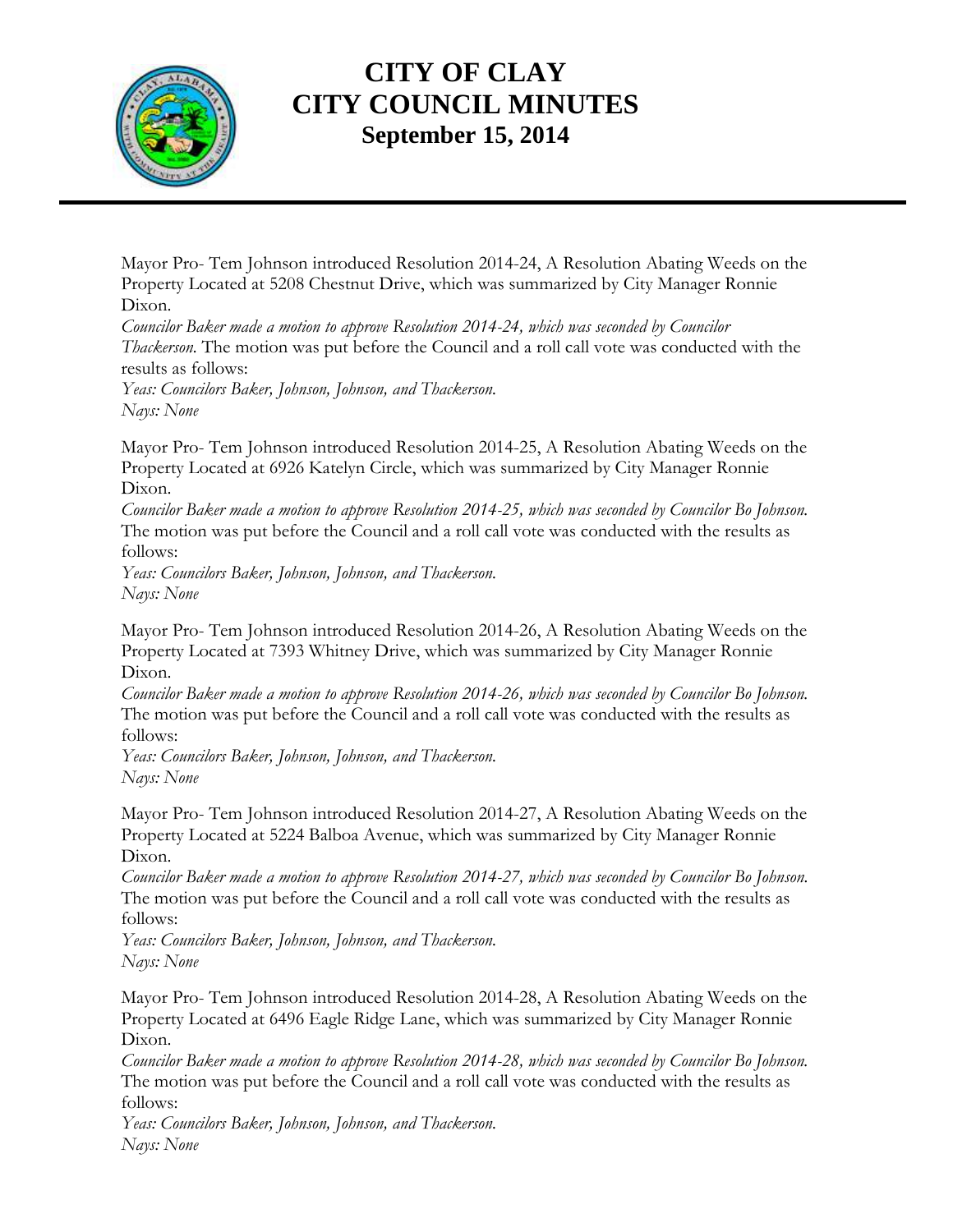# CITY OF CLAY
# CITY COUNCIL MINUTES
## September 15, 2014

Mayor Pro- Tem Johnson introduced Resolution 2014-24, A Resolution Abating Weeds on the Property Located at 5208 Chestnut Drive, which was summarized by City Manager Ronnie Dixon.

*Councilor Baker made a motion to approve Resolution 2014-24, which was seconded by Councilor Thackerson.* The motion was put before the Council and a roll call vote was conducted with the results as follows:

*Yeas: Councilors Baker, Johnson, Johnson, and Thackerson.*
*Nays: None*

Mayor Pro- Tem Johnson introduced Resolution 2014-25, A Resolution Abating Weeds on the Property Located at 6926 Katelyn Circle, which was summarized by City Manager Ronnie Dixon.

*Councilor Baker made a motion to approve Resolution 2014-25, which was seconded by Councilor Bo Johnson.* The motion was put before the Council and a roll call vote was conducted with the results as follows:

*Yeas: Councilors Baker, Johnson, Johnson, and Thackerson.*
*Nays: None*

Mayor Pro- Tem Johnson introduced Resolution 2014-26, A Resolution Abating Weeds on the Property Located at 7393 Whitney Drive, which was summarized by City Manager Ronnie Dixon.

*Councilor Baker made a motion to approve Resolution 2014-26, which was seconded by Councilor Bo Johnson.* The motion was put before the Council and a roll call vote was conducted with the results as follows:

*Yeas: Councilors Baker, Johnson, Johnson, and Thackerson.*
*Nays: None*

Mayor Pro- Tem Johnson introduced Resolution 2014-27, A Resolution Abating Weeds on the Property Located at 5224 Balboa Avenue, which was summarized by City Manager Ronnie Dixon.

*Councilor Baker made a motion to approve Resolution 2014-27, which was seconded by Councilor Bo Johnson.* The motion was put before the Council and a roll call vote was conducted with the results as follows:

*Yeas: Councilors Baker, Johnson, Johnson, and Thackerson.*
*Nays: None*

Mayor Pro- Tem Johnson introduced Resolution 2014-28, A Resolution Abating Weeds on the Property Located at 6496 Eagle Ridge Lane, which was summarized by City Manager Ronnie Dixon.

*Councilor Baker made a motion to approve Resolution 2014-28, which was seconded by Councilor Bo Johnson.* The motion was put before the Council and a roll call vote was conducted with the results as follows:

*Yeas: Councilors Baker, Johnson, Johnson, and Thackerson.*
*Nays: None*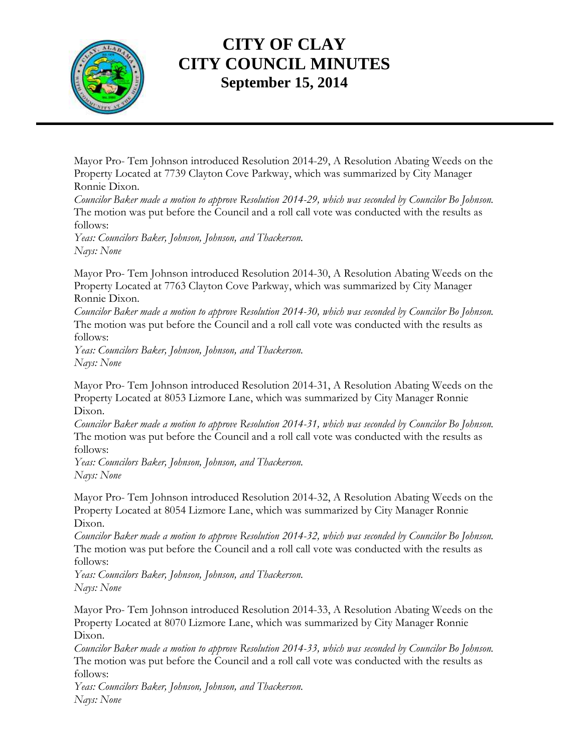# CITY OF CLAY
# CITY COUNCIL MINUTES
## September 15, 2014

Mayor Pro- Tem Johnson introduced Resolution 2014-29, A Resolution Abating Weeds on the Property Located at 7739 Clayton Cove Parkway, which was summarized by City Manager Ronnie Dixon.

*Councilor Baker made a motion to approve Resolution 2014-29, which was seconded by Councilor Bo Johnson.* The motion was put before the Council and a roll call vote was conducted with the results as follows:

*Yeas: Councilors Baker, Johnson, Johnson, and Thackerson.*
*Nays: None*

Mayor Pro- Tem Johnson introduced Resolution 2014-30, A Resolution Abating Weeds on the Property Located at 7763 Clayton Cove Parkway, which was summarized by City Manager Ronnie Dixon.

*Councilor Baker made a motion to approve Resolution 2014-30, which was seconded by Councilor Bo Johnson.* The motion was put before the Council and a roll call vote was conducted with the results as follows:

*Yeas: Councilors Baker, Johnson, Johnson, and Thackerson.*
*Nays: None*

Mayor Pro- Tem Johnson introduced Resolution 2014-31, A Resolution Abating Weeds on the Property Located at 8053 Lizmore Lane, which was summarized by City Manager Ronnie Dixon.

*Councilor Baker made a motion to approve Resolution 2014-31, which was seconded by Councilor Bo Johnson.* The motion was put before the Council and a roll call vote was conducted with the results as follows:

*Yeas: Councilors Baker, Johnson, Johnson, and Thackerson.*
*Nays: None*

Mayor Pro- Tem Johnson introduced Resolution 2014-32, A Resolution Abating Weeds on the Property Located at 8054 Lizmore Lane, which was summarized by City Manager Ronnie Dixon.

*Councilor Baker made a motion to approve Resolution 2014-32, which was seconded by Councilor Bo Johnson.* The motion was put before the Council and a roll call vote was conducted with the results as follows:

*Yeas: Councilors Baker, Johnson, Johnson, and Thackerson.*
*Nays: None*

Mayor Pro- Tem Johnson introduced Resolution 2014-33, A Resolution Abating Weeds on the Property Located at 8070 Lizmore Lane, which was summarized by City Manager Ronnie Dixon.

*Councilor Baker made a motion to approve Resolution 2014-33, which was seconded by Councilor Bo Johnson.* The motion was put before the Council and a roll call vote was conducted with the results as follows:

*Yeas: Councilors Baker, Johnson, Johnson, and Thackerson.*
*Nays: None*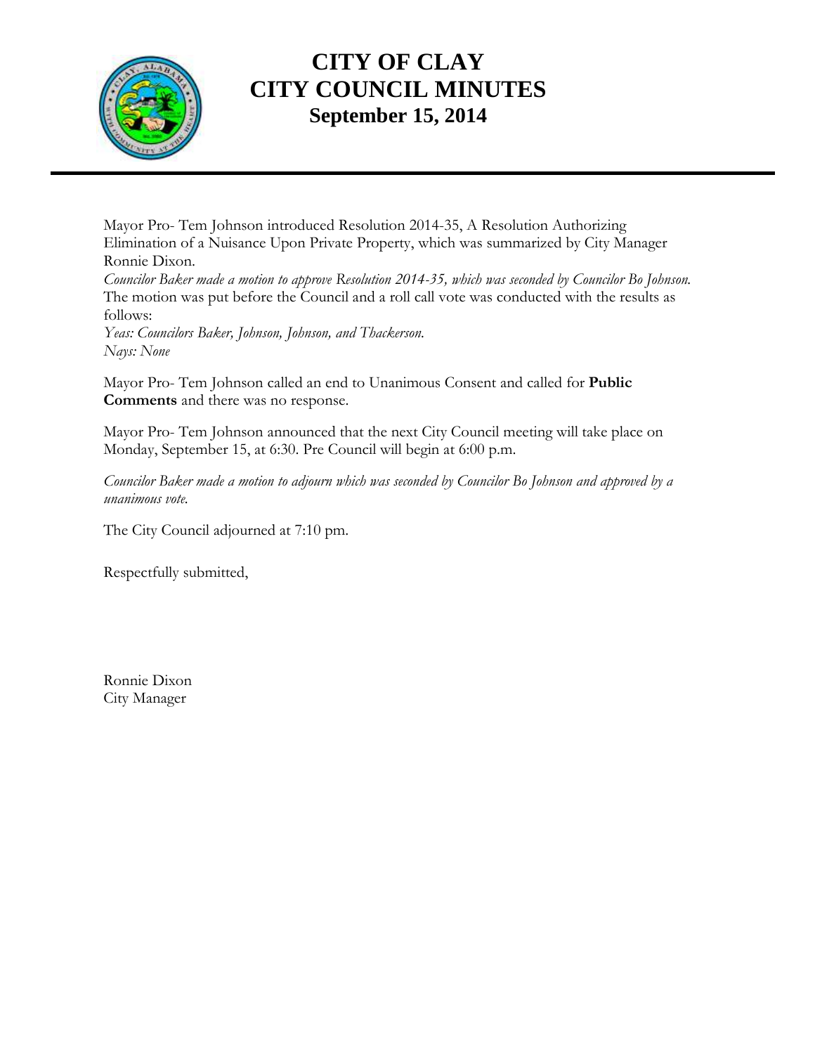# CITY OF CLAY
# CITY COUNCIL MINUTES
## September 15, 2014

Mayor Pro- Tem Johnson introduced Resolution 2014-35, A Resolution Authorizing Elimination of a Nuisance Upon Private Property, which was summarized by City Manager Ronnie Dixon.

*Councilor Baker made a motion to approve Resolution 2014-35, which was seconded by Councilor Bo Johnson.* The motion was put before the Council and a roll call vote was conducted with the results as follows:

*Yeas: Councilors Baker, Johnson, Johnson, and Thackerson.*
*Nays: None*

Mayor Pro- Tem Johnson called an end to Unanimous Consent and called for **Public Comments** and there was no response.

Mayor Pro- Tem Johnson announced that the next City Council meeting will take place on Monday, September 15, at 6:30. Pre Council will begin at 6:00 p.m.

*Councilor Baker made a motion to adjourn which was seconded by Councilor Bo Johnson and approved by a unanimous vote.*

The City Council adjourned at 7:10 pm.

Respectfully submitted,

Ronnie Dixon
City Manager